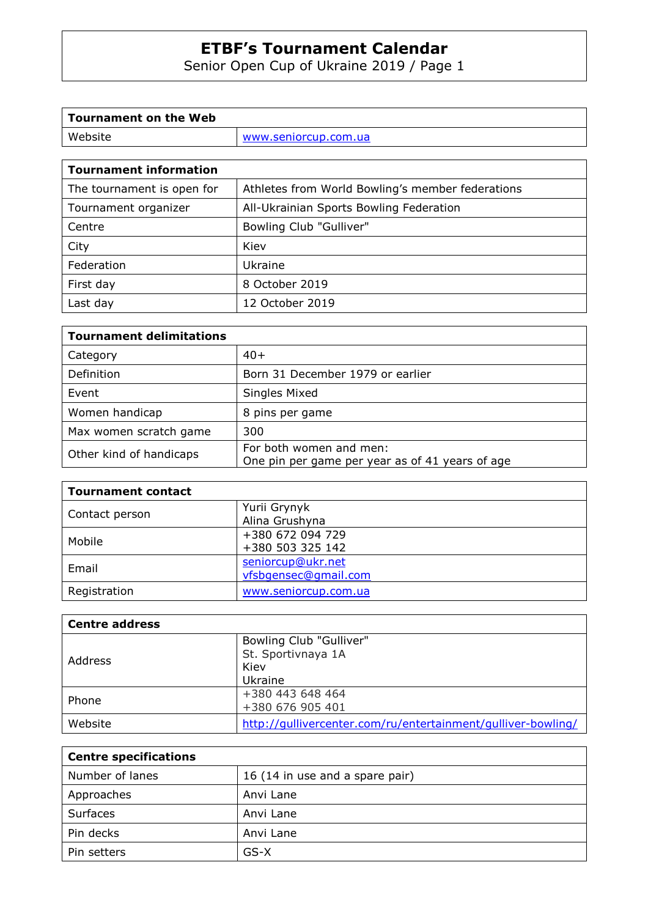# ETBF's Tournament Calendar

Senior Open Cup of Ukraine 2019 / Page 1

| Tournament on the Web | |
|---|---|
| Website | www.seniorcup.com.ua |

| Tournament information | |
|---|---|
| The tournament is open for | Athletes from World Bowling's member federations |
| Tournament organizer | All-Ukrainian Sports Bowling Federation |
| Centre | Bowling Club "Gulliver" |
| City | Kiev |
| Federation | Ukraine |
| First day | 8 October 2019 |
| Last day | 12 October 2019 |

| Tournament delimitations | |
|---|---|
| Category | 40+ |
| Definition | Born 31 December 1979 or earlier |
| Event | Singles Mixed |
| Women handicap | 8 pins per game |
| Max women scratch game | 300 |
| Other kind of handicaps | For both women and men:<br>One pin per game per year as of 41 years of age |

| Tournament contact | |
|---|---|
| Contact person | Yurii Grynyk<br>Alina Grushyna |
| Mobile | +380 672 094 729<br>+380 503 325 142 |
| Email | seniorcup@ukr.net<br>vfsbgensec@gmail.com |
| Registration | www.seniorcup.com.ua |

| Centre address | |
|---|---|
| Address | Bowling Club "Gulliver"<br>St. Sportivnaya 1A<br>Kiev<br>Ukraine |
| Phone | +380 443 648 464<br>+380 676 905 401 |
| Website | http://gullivercenter.com/ru/entertainment/gulliver-bowling/ |

| Centre specifications | |
|---|---|
| Number of lanes | 16 (14 in use and a spare pair) |
| Approaches | Anvi Lane |
| Surfaces | Anvi Lane |
| Pin decks | Anvi Lane |
| Pin setters | GS-X |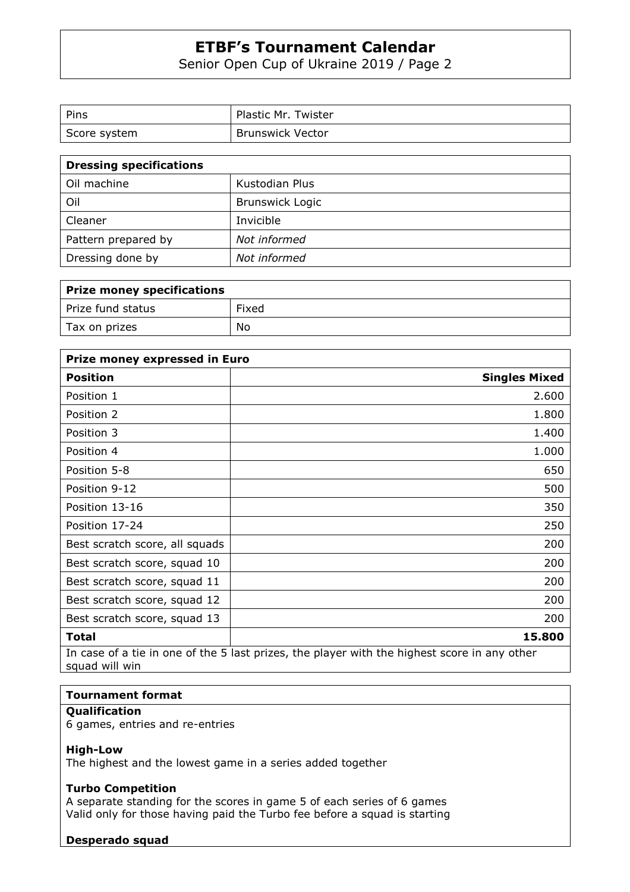| Pins | Plastic Mr. Twister |
| --- | --- |
| Score system | Brunswick Vector |

| Dressing specifications | |
| --- | --- |
| Oil machine | Kustodian Plus |
| Oil | Brunswick Logic |
| Cleaner | Invicible |
| Pattern prepared by | *Not informed* |
| Dressing done by | *Not informed* |

| Prize money specifications | |
| --- | --- |
| Prize fund status | Fixed |
| Tax on prizes | No |

**Prize money expressed in Euro**

| Position | Singles Mixed |
| --- | ---: |
| Position 1 | 2.600 |
| Position 2 | 1.800 |
| Position 3 | 1.400 |
| Position 4 | 1.000 |
| Position 5-8 | 650 |
| Position 9-12 | 500 |
| Position 13-16 | 350 |
| Position 17-24 | 250 |
| Best scratch score, all squads | 200 |
| Best scratch score, squad 10 | 200 |
| Best scratch score, squad 11 | 200 |
| Best scratch score, squad 12 | 200 |
| Best scratch score, squad 13 | 200 |
| **Total** | **15.800** |

In case of a tie in one of the 5 last prizes, the player with the highest score in any other squad will win

**Tournament format**

**Qualification**
6 games, entries and re-entries

**High-Low**
The highest and the lowest game in a series added together

**Turbo Competition**
A separate standing for the scores in game 5 of each series of 6 games
Valid only for those having paid the Turbo fee before a squad is starting

**Desperado squad**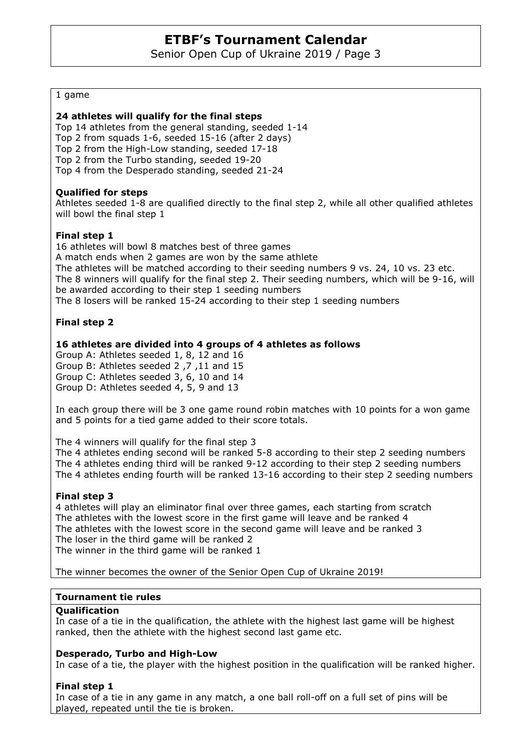1 game

**24 athletes will qualify for the final steps**

Top 14 athletes from the general standing, seeded 1-14
Top 2 from squads 1-6, seeded 15-16 (after 2 days)
Top 2 from the High-Low standing, seeded 17-18
Top 2 from the Turbo standing, seeded 19-20
Top 4 from the Desperado standing, seeded 21-24

**Qualified for steps**

Athletes seeded 1-8 are qualified directly to the final step 2, while all other qualified athletes will bowl the final step 1

**Final step 1**

16 athletes will bowl 8 matches best of three games
A match ends when 2 games are won by the same athlete
The athletes will be matched according to their seeding numbers 9 vs. 24, 10 vs. 23 etc.
The 8 winners will qualify for the final step 2. Their seeding numbers, which will be 9-16, will be awarded according to their step 1 seeding numbers
The 8 losers will be ranked 15-24 according to their step 1 seeding numbers

**Final step 2**

**16 athletes are divided into 4 groups of 4 athletes as follows**

Group A: Athletes seeded 1, 8, 12 and 16
Group B: Athletes seeded 2 ,7 ,11 and 15
Group C: Athletes seeded 3, 6, 10 and 14
Group D: Athletes seeded 4, 5, 9 and 13

In each group there will be 3 one game round robin matches with 10 points for a won game and 5 points for a tied game added to their score totals.

The 4 winners will qualify for the final step 3
The 4 athletes ending second will be ranked 5-8 according to their step 2 seeding numbers
The 4 athletes ending third will be ranked 9-12 according to their step 2 seeding numbers
The 4 athletes ending fourth will be ranked 13-16 according to their step 2 seeding numbers

**Final step 3**

4 athletes will play an eliminator final over three games, each starting from scratch
The athletes with the lowest score in the first game will leave and be ranked 4
The athletes with the lowest score in the second game will leave and be ranked 3
The loser in the third game will be ranked 2
The winner in the third game will be ranked 1

The winner becomes the owner of the Senior Open Cup of Ukraine 2019!

**Tournament tie rules**

**Qualification**

In case of a tie in the qualification, the athlete with the highest last game will be highest ranked, then the athlete with the highest second last game etc.

**Desperado, Turbo and High-Low**

In case of a tie, the player with the highest position in the qualification will be ranked higher.

**Final step 1**

In case of a tie in any game in any match, a one ball roll-off on a full set of pins will be played, repeated until the tie is broken.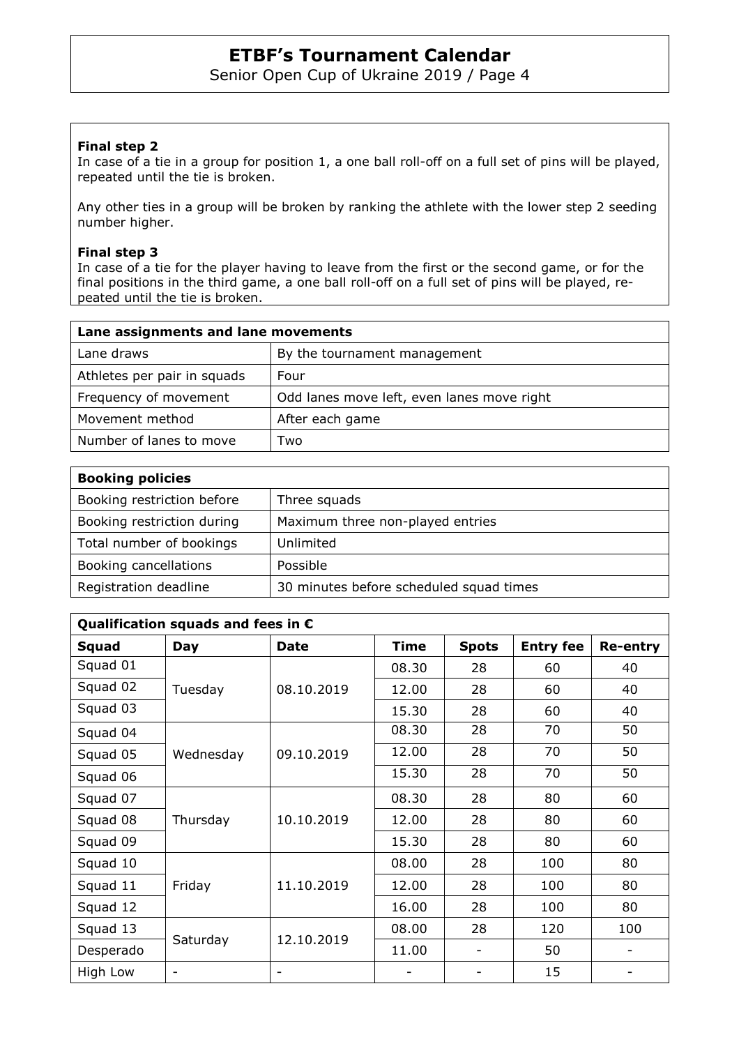**Final step 2**
In case of a tie in a group for position 1, a one ball roll-off on a full set of pins will be played, repeated until the tie is broken.

Any other ties in a group will be broken by ranking the athlete with the lower step 2 seeding number higher.

**Final step 3**
In case of a tie for the player having to leave from the first or the second game, or for the final positions in the third game, a one ball roll-off on a full set of pins will be played, repeated until the tie is broken.

| **Lane assignments and lane movements** | |
|---|---|
| Lane draws | By the tournament management |
| Athletes per pair in squads | Four |
| Frequency of movement | Odd lanes move left, even lanes move right |
| Movement method | After each game |
| Number of lanes to move | Two |

| **Booking policies** | |
|---|---|
| Booking restriction before | Three squads |
| Booking restriction during | Maximum three non-played entries |
| Total number of bookings | Unlimited |
| Booking cancellations | Possible |
| Registration deadline | 30 minutes before scheduled squad times |

| **Qualification squads and fees in €** | | | | | | |
|---|---|---|---|---|---|---|
| **Squad** | **Day** | **Date** | **Time** | **Spots** | **Entry fee** | **Re-entry** |
| Squad 01 | Tuesday | 08.10.2019 | 08.30 | 28 | 60 | 40 |
| Squad 02 | | | 12.00 | 28 | 60 | 40 |
| Squad 03 | | | 15.30 | 28 | 60 | 40 |
| Squad 04 | Wednesday | 09.10.2019 | 08.30 | 28 | 70 | 50 |
| Squad 05 | | | 12.00 | 28 | 70 | 50 |
| Squad 06 | | | 15.30 | 28 | 70 | 50 |
| Squad 07 | Thursday | 10.10.2019 | 08.30 | 28 | 80 | 60 |
| Squad 08 | | | 12.00 | 28 | 80 | 60 |
| Squad 09 | | | 15.30 | 28 | 80 | 60 |
| Squad 10 | Friday | 11.10.2019 | 08.00 | 28 | 100 | 80 |
| Squad 11 | | | 12.00 | 28 | 100 | 80 |
| Squad 12 | | | 16.00 | 28 | 100 | 80 |
| Squad 13 | Saturday | 12.10.2019 | 08.00 | 28 | 120 | 100 |
| Desperado | | | 11.00 | - | 50 | - |
| High Low | - | - | - | - | 15 | - |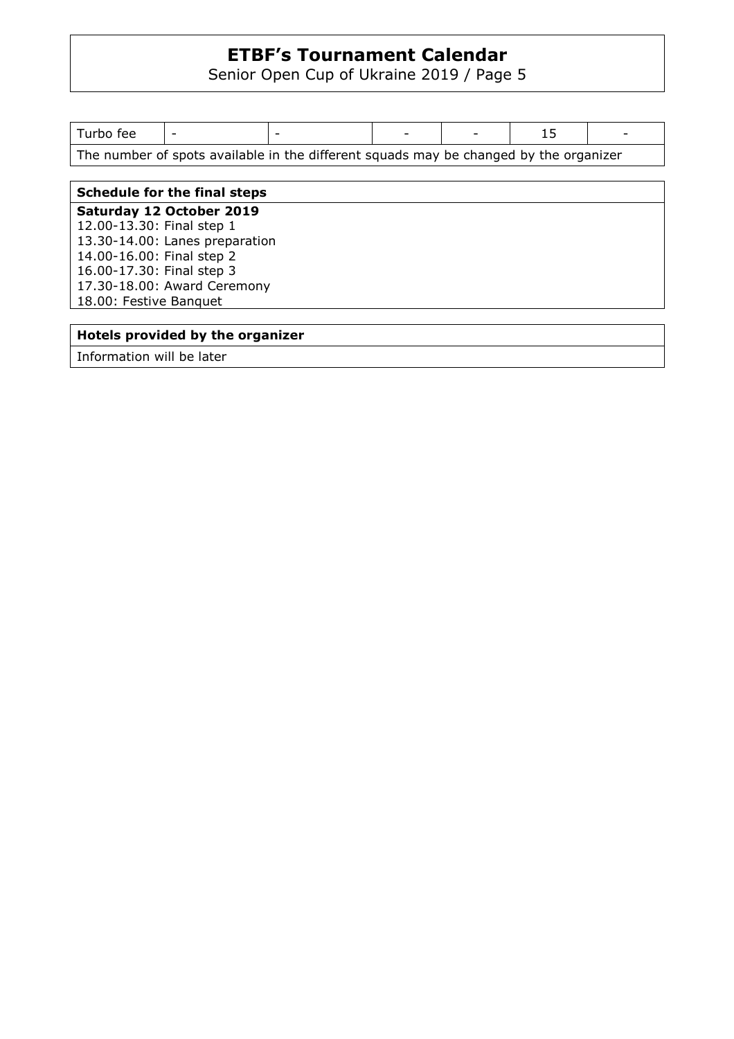| | | | | | | |
|---|---|---|---|---|---|---|
| Turbo fee | - | - | - | - | 15 | - |
| The number of spots available in the different squads may be changed by the organizer | | | | | | |

**Schedule for the final steps**

**Saturday 12 October 2019**

12.00-13.30: Final step 1
13.30-14.00: Lanes preparation
14.00-16.00: Final step 2
16.00-17.30: Final step 3
17.30-18.00: Award Ceremony
18.00: Festive Banquet

**Hotels provided by the organizer**

Information will be later